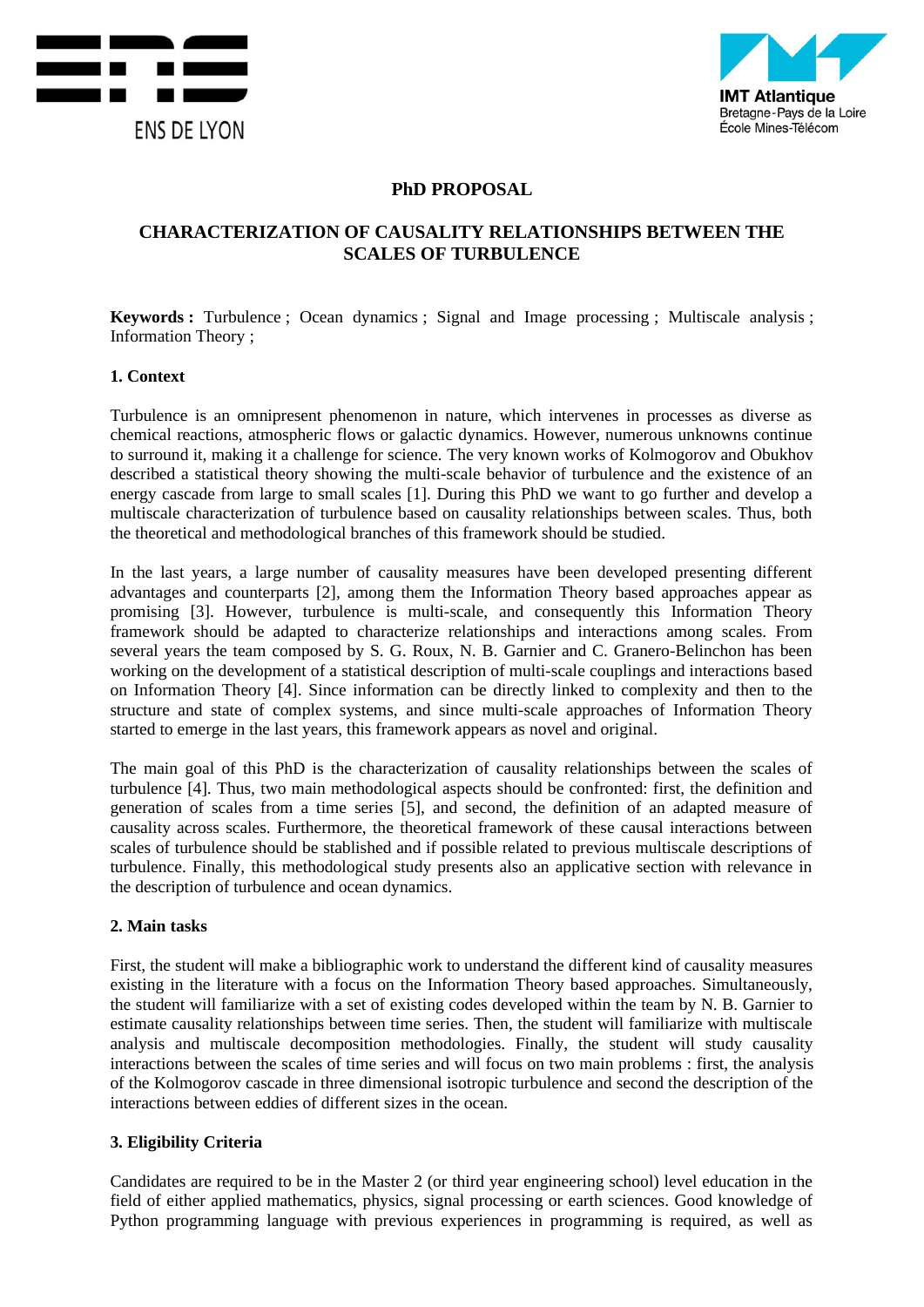ENS DE LYON

IMT Atlantique
Bretagne-Pays de la Loire
École Mines-Télécom

# PhD PROPOSAL

## CHARACTERIZATION OF CAUSALITY RELATIONSHIPS BETWEEN THE SCALES OF TURBULENCE

**Keywords :** Turbulence ; Ocean dynamics ; Signal and Image processing ; Multiscale analysis ; Information Theory ;

### 1. Context

Turbulence is an omnipresent phenomenon in nature, which intervenes in processes as diverse as chemical reactions, atmospheric flows or galactic dynamics. However, numerous unknowns continue to surround it, making it a challenge for science. The very known works of Kolmogorov and Obukhov described a statistical theory showing the multi-scale behavior of turbulence and the existence of an energy cascade from large to small scales [1]. During this PhD we want to go further and develop a multiscale characterization of turbulence based on causality relationships between scales. Thus, both the theoretical and methodological branches of this framework should be studied.

In the last years, a large number of causality measures have been developed presenting different advantages and counterparts [2], among them the Information Theory based approaches appear as promising [3]. However, turbulence is multi-scale, and consequently this Information Theory framework should be adapted to characterize relationships and interactions among scales. From several years the team composed by S. G. Roux, N. B. Garnier and C. Granero-Belinchon has been working on the development of a statistical description of multi-scale couplings and interactions based on Information Theory [4]. Since information can be directly linked to complexity and then to the structure and state of complex systems, and since multi-scale approaches of Information Theory started to emerge in the last years, this framework appears as novel and original.

The main goal of this PhD is the characterization of causality relationships between the scales of turbulence [4]. Thus, two main methodological aspects should be confronted: first, the definition and generation of scales from a time series [5], and second, the definition of an adapted measure of causality across scales. Furthermore, the theoretical framework of these causal interactions between scales of turbulence should be stablished and if possible related to previous multiscale descriptions of turbulence. Finally, this methodological study presents also an applicative section with relevance in the description of turbulence and ocean dynamics.

### 2. Main tasks

First, the student will make a bibliographic work to understand the different kind of causality measures existing in the literature with a focus on the Information Theory based approaches. Simultaneously, the student will familiarize with a set of existing codes developed within the team by N. B. Garnier to estimate causality relationships between time series. Then, the student will familiarize with multiscale analysis and multiscale decomposition methodologies. Finally, the student will study causality interactions between the scales of time series and will focus on two main problems : first, the analysis of the Kolmogorov cascade in three dimensional isotropic turbulence and second the description of the interactions between eddies of different sizes in the ocean.

### 3. Eligibility Criteria

Candidates are required to be in the Master 2 (or third year engineering school) level education in the field of either applied mathematics, physics, signal processing or earth sciences. Good knowledge of Python programming language with previous experiences in programming is required, as well as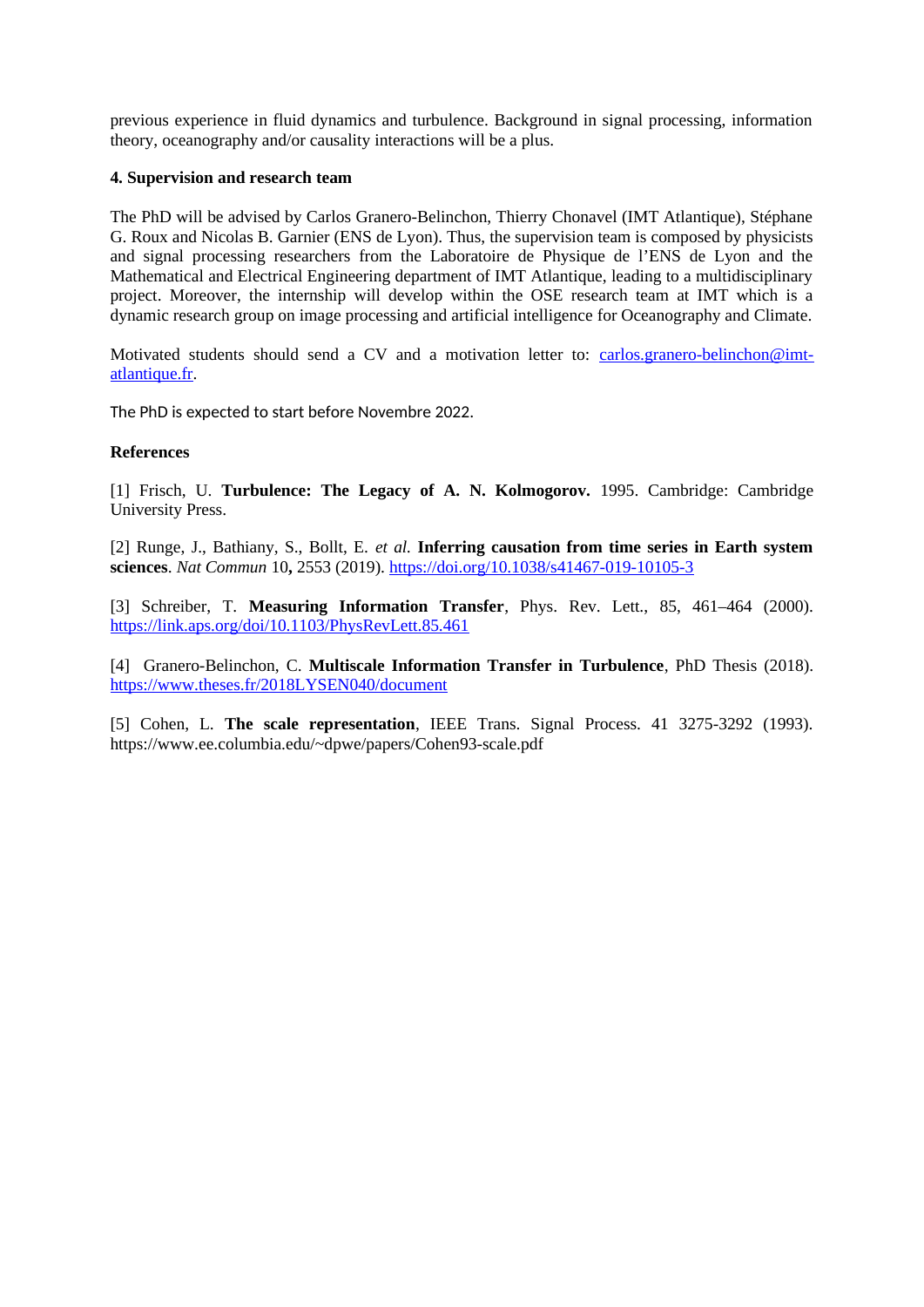previous experience in fluid dynamics and turbulence. Background in signal processing, information theory, oceanography and/or causality interactions will be a plus.

**4. Supervision and research team**

The PhD will be advised by Carlos Granero-Belinchon, Thierry Chonavel (IMT Atlantique), Stéphane G. Roux and Nicolas B. Garnier (ENS de Lyon). Thus, the supervision team is composed by physicists and signal processing researchers from the Laboratoire de Physique de l'ENS de Lyon and the Mathematical and Electrical Engineering department of IMT Atlantique, leading to a multidisciplinary project. Moreover, the internship will develop within the OSE research team at IMT which is a dynamic research group on image processing and artificial intelligence for Oceanography and Climate.

Motivated students should send a CV and a motivation letter to: carlos.granero-belinchon@imt-atlantique.fr.

The PhD is expected to start before Novembre 2022.

**References**

[1] Frisch, U. **Turbulence: The Legacy of A. N. Kolmogorov.** 1995. Cambridge: Cambridge University Press.

[2] Runge, J., Bathiany, S., Bollt, E. *et al.* **Inferring causation from time series in Earth system sciences**. *Nat Commun* 10**,** 2553 (2019). https://doi.org/10.1038/s41467-019-10105-3

[3] Schreiber, T. **Measuring Information Transfer**, Phys. Rev. Lett., 85, 461–464 (2000). https://link.aps.org/doi/10.1103/PhysRevLett.85.461

[4] Granero-Belinchon, C. **Multiscale Information Transfer in Turbulence**, PhD Thesis (2018). https://www.theses.fr/2018LYSEN040/document

[5] Cohen, L. **The scale representation**, IEEE Trans. Signal Process. 41 3275-3292 (1993). https://www.ee.columbia.edu/~dpwe/papers/Cohen93-scale.pdf